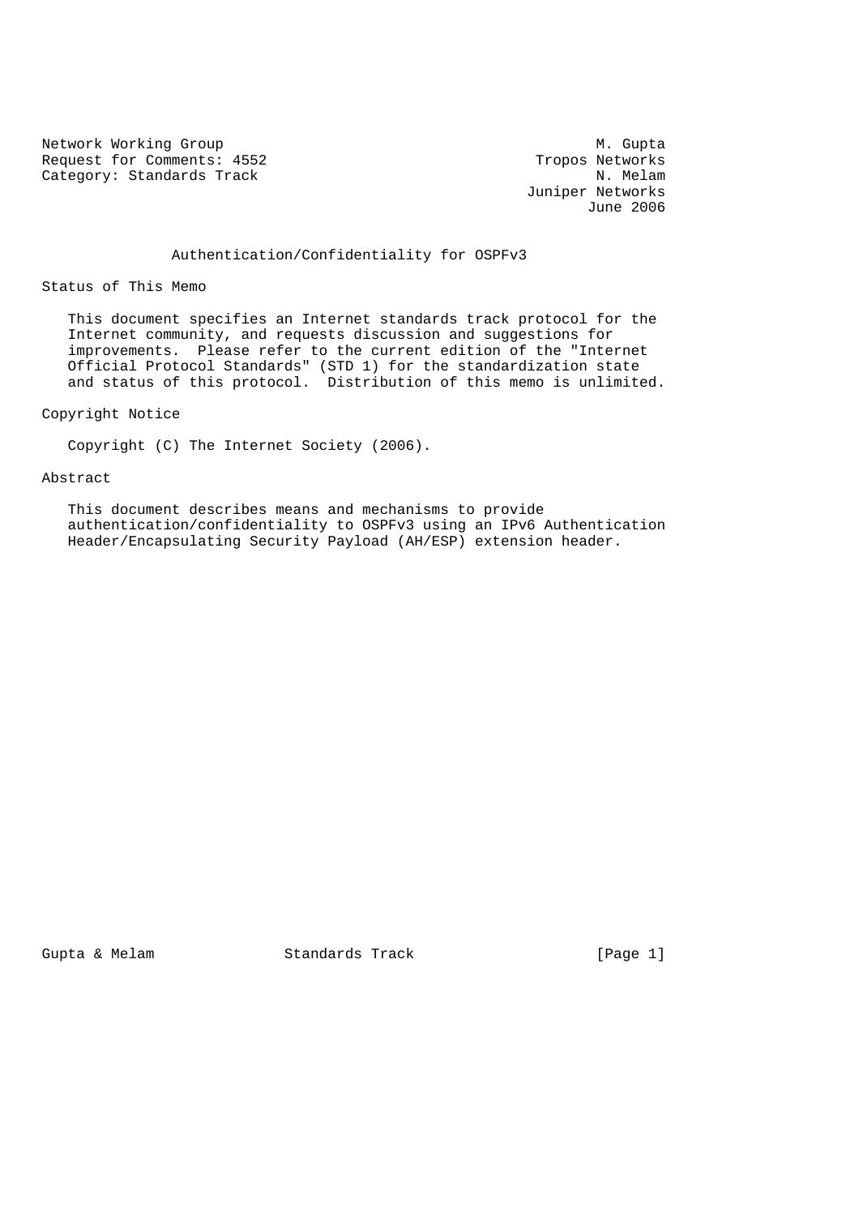Network Working Group  
Request for Comments: 4552  
Category: Standards Track

M. Gupta  
Tropos Networks  
N. Melam  
Juniper Networks  
June 2006

# Authentication/Confidentiality for OSPFv3

## Status of This Memo

This document specifies an Internet standards track protocol for the Internet community, and requests discussion and suggestions for improvements. Please refer to the current edition of the "Internet Official Protocol Standards" (STD 1) for the standardization state and status of this protocol. Distribution of this memo is unlimited.

## Copyright Notice

Copyright (C) The Internet Society (2006).

## Abstract

This document describes means and mechanisms to provide authentication/confidentiality to OSPFv3 using an IPv6 Authentication Header/Encapsulating Security Payload (AH/ESP) extension header.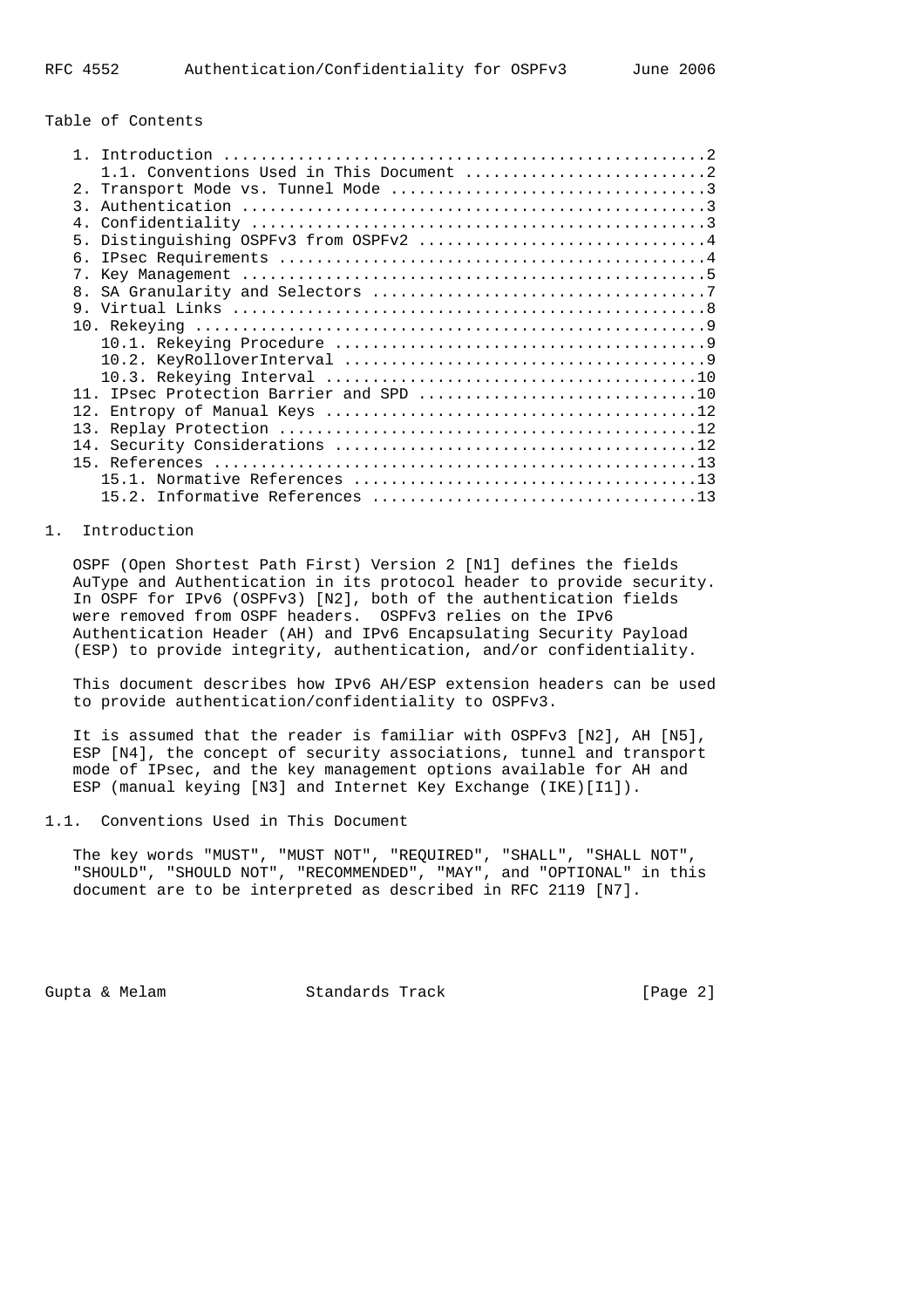## Table of Contents

1. Introduction ....................................................2
   1.1. Conventions Used in This Document ..........................2
2. Transport Mode vs. Tunnel Mode ..................................3
3. Authentication ..................................................3
4. Confidentiality .................................................3
5. Distinguishing OSPFv3 from OSPFv2 ...............................4
6. IPsec Requirements ..............................................4
7. Key Management ..................................................5
8. SA Granularity and Selectors ....................................7
9. Virtual Links ...................................................8
10. Rekeying .......................................................9
    10.1. Rekeying Procedure .......................................9
    10.2. KeyRolloverInterval ......................................9
    10.3. Rekeying Interval ........................................10
11. IPsec Protection Barrier and SPD ..............................10
12. Entropy of Manual Keys ........................................12
13. Replay Protection .............................................12
14. Security Considerations .......................................12
15. References ....................................................13
    15.1. Normative References .....................................13
    15.2. Informative References ...................................13

## 1. Introduction

OSPF (Open Shortest Path First) Version 2 [N1] defines the fields AuType and Authentication in its protocol header to provide security. In OSPF for IPv6 (OSPFv3) [N2], both of the authentication fields were removed from OSPF headers. OSPFv3 relies on the IPv6 Authentication Header (AH) and IPv6 Encapsulating Security Payload (ESP) to provide integrity, authentication, and/or confidentiality.

This document describes how IPv6 AH/ESP extension headers can be used to provide authentication/confidentiality to OSPFv3.

It is assumed that the reader is familiar with OSPFv3 [N2], AH [N5], ESP [N4], the concept of security associations, tunnel and transport mode of IPsec, and the key management options available for AH and ESP (manual keying [N3] and Internet Key Exchange (IKE)[I1]).

### 1.1. Conventions Used in This Document

The key words "MUST", "MUST NOT", "REQUIRED", "SHALL", "SHALL NOT", "SHOULD", "SHOULD NOT", "RECOMMENDED", "MAY", and "OPTIONAL" in this document are to be interpreted as described in RFC 2119 [N7].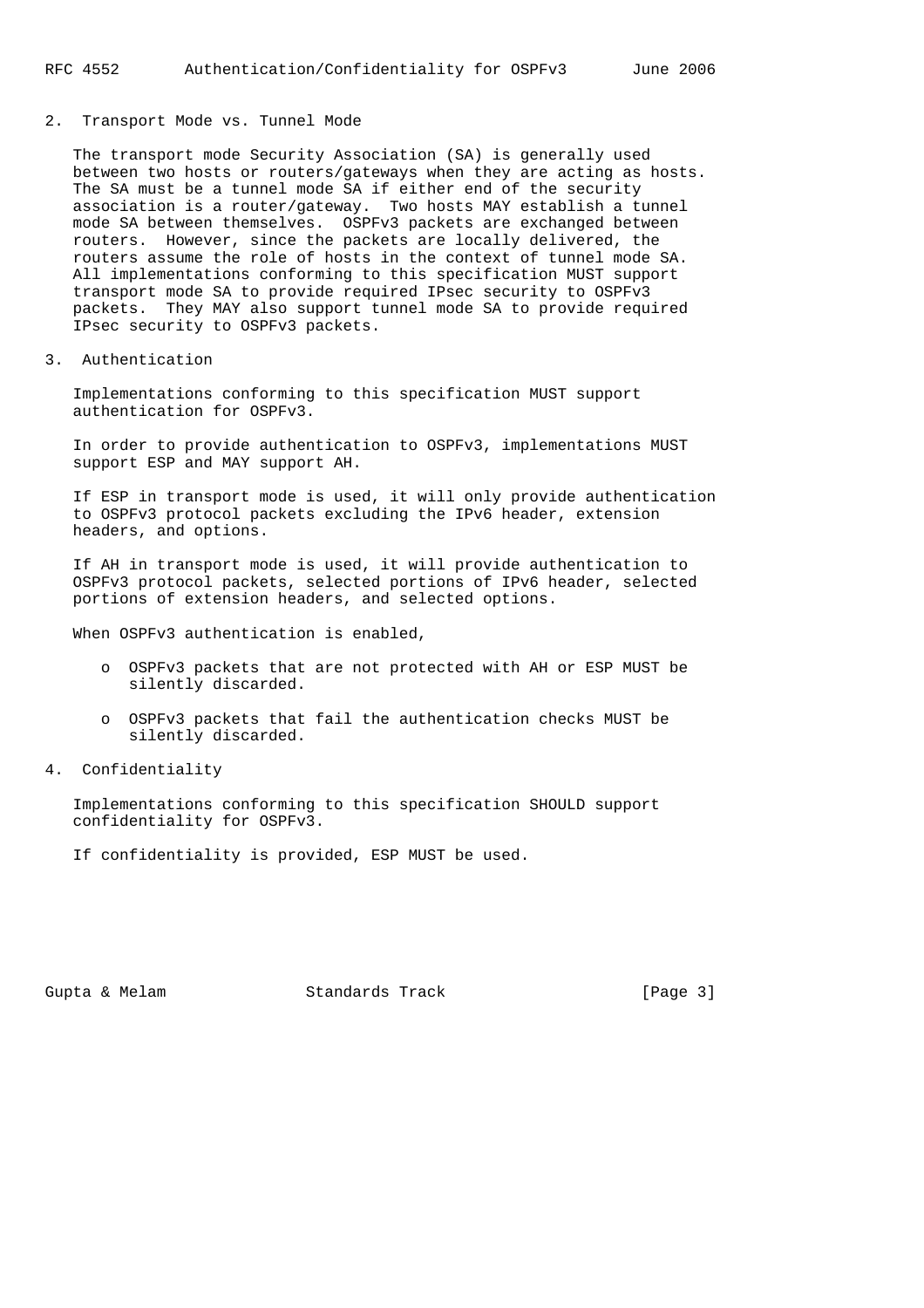## 2. Transport Mode vs. Tunnel Mode

The transport mode Security Association (SA) is generally used between two hosts or routers/gateways when they are acting as hosts. The SA must be a tunnel mode SA if either end of the security association is a router/gateway. Two hosts MAY establish a tunnel mode SA between themselves. OSPFv3 packets are exchanged between routers. However, since the packets are locally delivered, the routers assume the role of hosts in the context of tunnel mode SA. All implementations conforming to this specification MUST support transport mode SA to provide required IPsec security to OSPFv3 packets. They MAY also support tunnel mode SA to provide required IPsec security to OSPFv3 packets.

## 3. Authentication

Implementations conforming to this specification MUST support authentication for OSPFv3.

In order to provide authentication to OSPFv3, implementations MUST support ESP and MAY support AH.

If ESP in transport mode is used, it will only provide authentication to OSPFv3 protocol packets excluding the IPv6 header, extension headers, and options.

If AH in transport mode is used, it will provide authentication to OSPFv3 protocol packets, selected portions of IPv6 header, selected portions of extension headers, and selected options.

When OSPFv3 authentication is enabled,

- OSPFv3 packets that are not protected with AH or ESP MUST be silently discarded.
- OSPFv3 packets that fail the authentication checks MUST be silently discarded.

## 4. Confidentiality

Implementations conforming to this specification SHOULD support confidentiality for OSPFv3.

If confidentiality is provided, ESP MUST be used.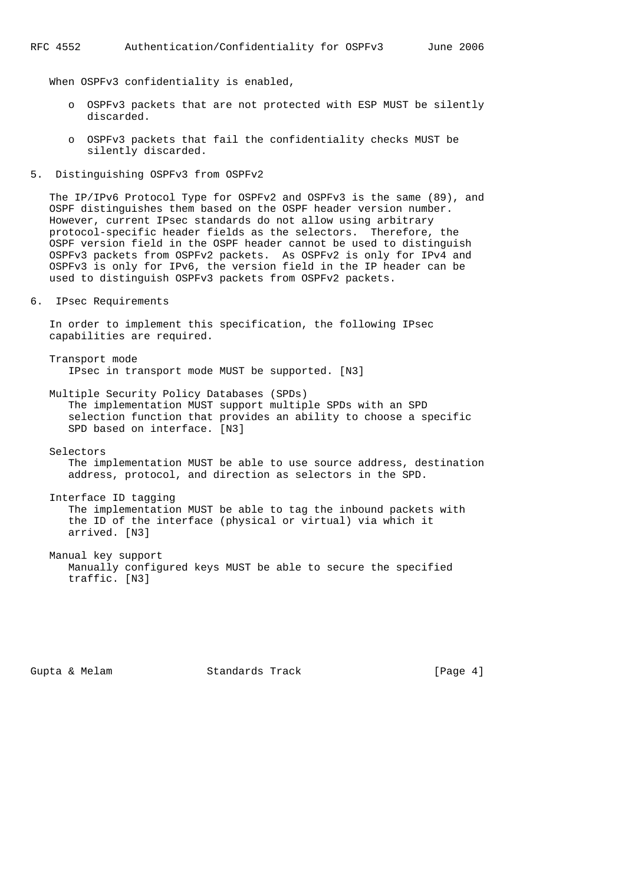When OSPFv3 confidentiality is enabled,

- OSPFv3 packets that are not protected with ESP MUST be silently discarded.
- OSPFv3 packets that fail the confidentiality checks MUST be silently discarded.

## 5. Distinguishing OSPFv3 from OSPFv2

The IP/IPv6 Protocol Type for OSPFv2 and OSPFv3 is the same (89), and OSPF distinguishes them based on the OSPF header version number. However, current IPsec standards do not allow using arbitrary protocol-specific header fields as the selectors. Therefore, the OSPF version field in the OSPF header cannot be used to distinguish OSPFv3 packets from OSPFv2 packets. As OSPFv2 is only for IPv4 and OSPFv3 is only for IPv6, the version field in the IP header can be used to distinguish OSPFv3 packets from OSPFv2 packets.

## 6. IPsec Requirements

In order to implement this specification, the following IPsec capabilities are required.

Transport mode
: IPsec in transport mode MUST be supported. [N3]

Multiple Security Policy Databases (SPDs)
: The implementation MUST support multiple SPDs with an SPD selection function that provides an ability to choose a specific SPD based on interface. [N3]

Selectors
: The implementation MUST be able to use source address, destination address, protocol, and direction as selectors in the SPD.

Interface ID tagging
: The implementation MUST be able to tag the inbound packets with the ID of the interface (physical or virtual) via which it arrived. [N3]

Manual key support
: Manually configured keys MUST be able to secure the specified traffic. [N3]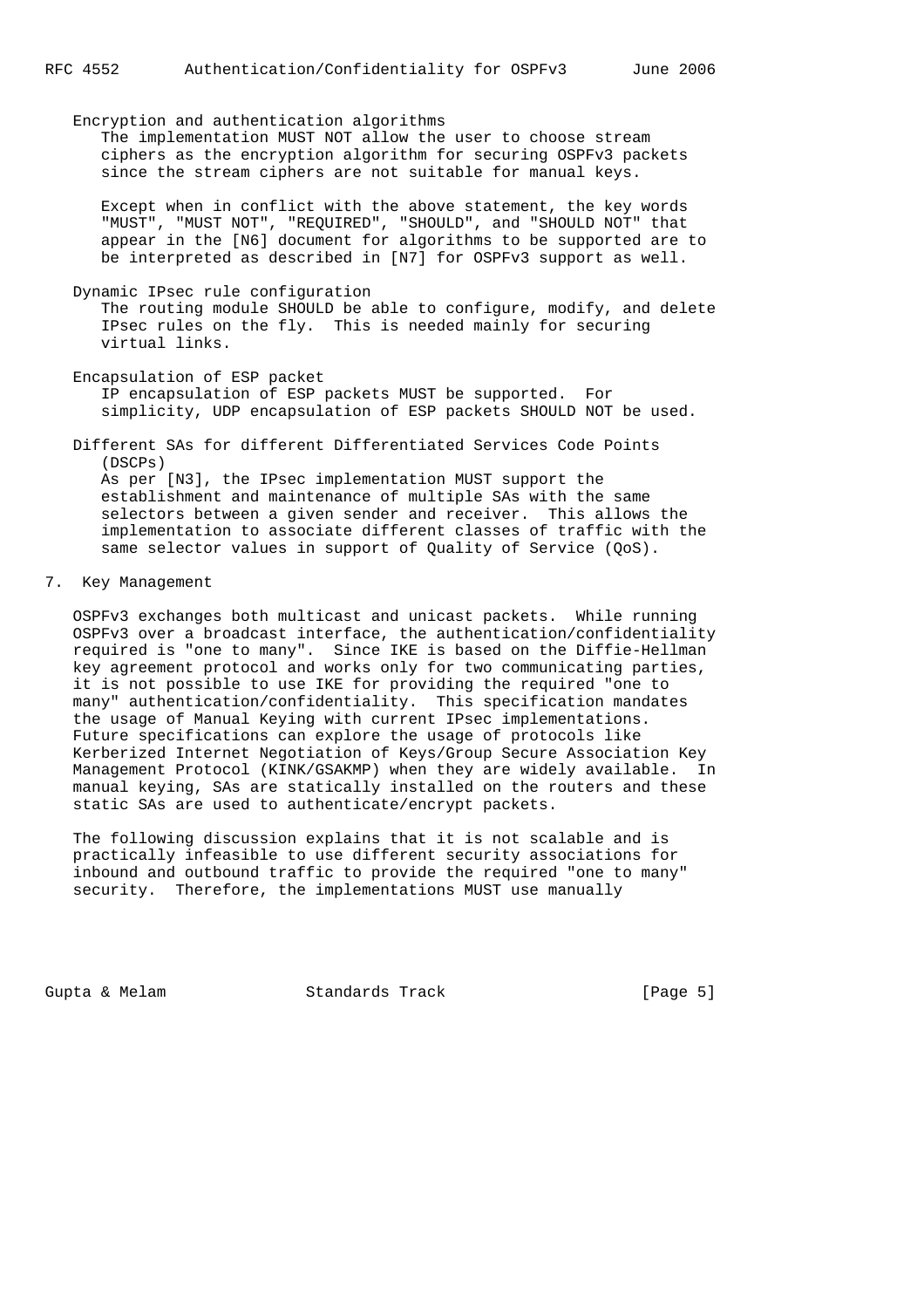Encryption and authentication algorithms

The implementation MUST NOT allow the user to choose stream ciphers as the encryption algorithm for securing OSPFv3 packets since the stream ciphers are not suitable for manual keys.

Except when in conflict with the above statement, the key words "MUST", "MUST NOT", "REQUIRED", "SHOULD", and "SHOULD NOT" that appear in the [N6] document for algorithms to be supported are to be interpreted as described in [N7] for OSPFv3 support as well.

Dynamic IPsec rule configuration

The routing module SHOULD be able to configure, modify, and delete IPsec rules on the fly. This is needed mainly for securing virtual links.

Encapsulation of ESP packet

IP encapsulation of ESP packets MUST be supported. For simplicity, UDP encapsulation of ESP packets SHOULD NOT be used.

Different SAs for different Differentiated Services Code Points (DSCPs)

As per [N3], the IPsec implementation MUST support the establishment and maintenance of multiple SAs with the same selectors between a given sender and receiver. This allows the implementation to associate different classes of traffic with the same selector values in support of Quality of Service (QoS).

## 7. Key Management

OSPFv3 exchanges both multicast and unicast packets. While running OSPFv3 over a broadcast interface, the authentication/confidentiality required is "one to many". Since IKE is based on the Diffie-Hellman key agreement protocol and works only for two communicating parties, it is not possible to use IKE for providing the required "one to many" authentication/confidentiality. This specification mandates the usage of Manual Keying with current IPsec implementations. Future specifications can explore the usage of protocols like Kerberized Internet Negotiation of Keys/Group Secure Association Key Management Protocol (KINK/GSAKMP) when they are widely available. In manual keying, SAs are statically installed on the routers and these static SAs are used to authenticate/encrypt packets.

The following discussion explains that it is not scalable and is practically infeasible to use different security associations for inbound and outbound traffic to provide the required "one to many" security. Therefore, the implementations MUST use manually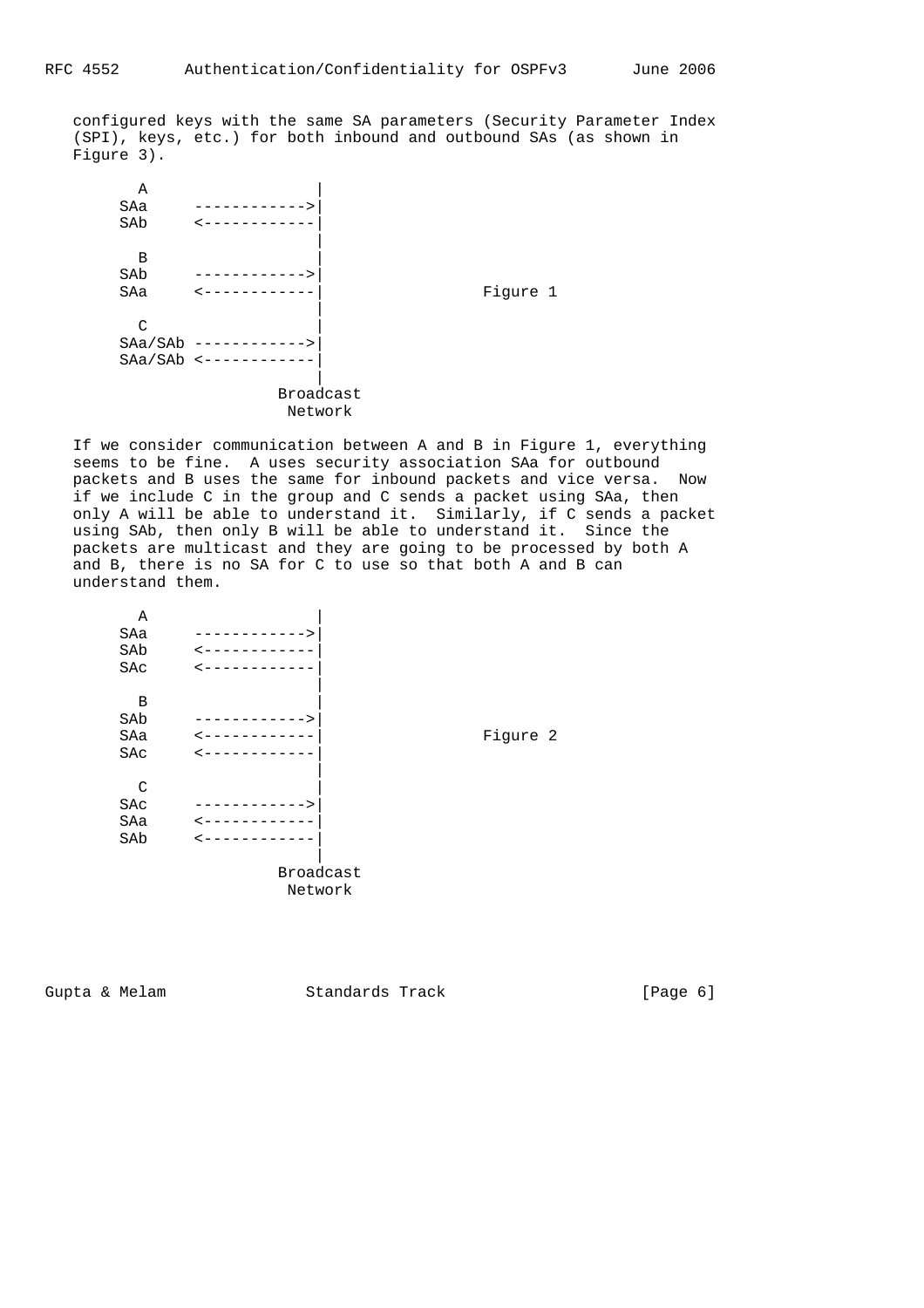configured keys with the same SA parameters (Security Parameter Index (SPI), keys, etc.) for both inbound and outbound SAs (as shown in Figure 3).

```
        A                 |
      SAa     ------------>|
      SAb     <------------|
                          |
        B                 |
      SAb     ------------>|
      SAa     <------------|                 Figure 1
                          |
        C                 |
      SAa/SAb ------------>|
      SAa/SAb <------------|
                          |
                      Broadcast
                       Network
```

If we consider communication between A and B in Figure 1, everything seems to be fine. A uses security association SAa for outbound packets and B uses the same for inbound packets and vice versa. Now if we include C in the group and C sends a packet using SAa, then only A will be able to understand it. Similarly, if C sends a packet using SAb, then only B will be able to understand it. Since the packets are multicast and they are going to be processed by both A and B, there is no SA for C to use so that both A and B can understand them.

```
        A                 |
      SAa     ------------>|
      SAb     <------------|
      SAc     <------------|
                          |
        B                 |
      SAb     ------------>|
      SAa     <------------|                 Figure 2
      SAc     <------------|
                          |
        C                 |
      SAc     ------------>|
      SAa     <------------|
      SAb     <------------|
                          |
                      Broadcast
                       Network
```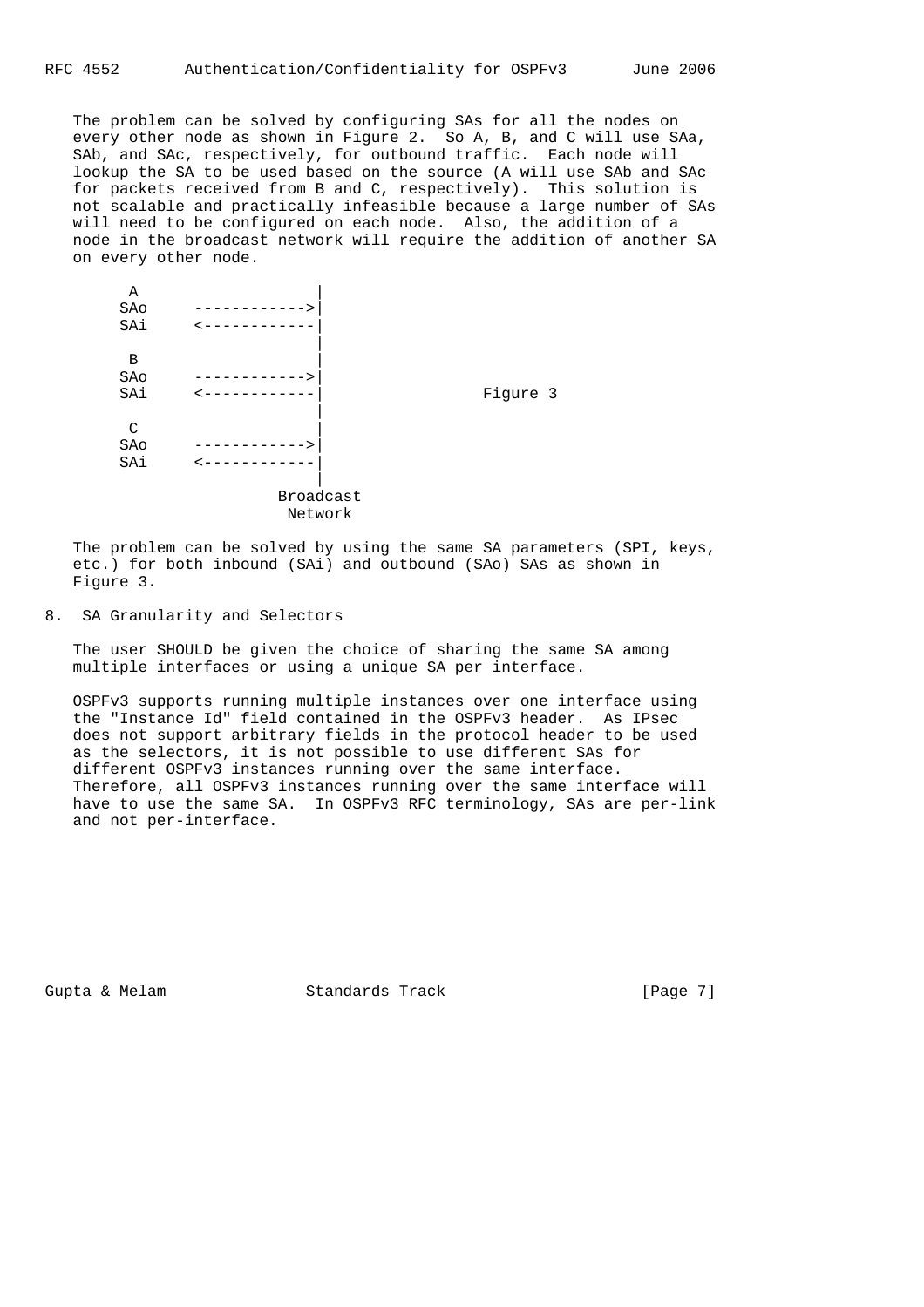The problem can be solved by configuring SAs for all the nodes on every other node as shown in Figure 2. So A, B, and C will use SAa, SAb, and SAc, respectively, for outbound traffic. Each node will lookup the SA to be used based on the source (A will use SAb and SAc for packets received from B and C, respectively). This solution is not scalable and practically infeasible because a large number of SAs will need to be configured on each node. Also, the addition of a node in the broadcast network will require the addition of another SA on every other node.

```
     A                  |
    SAo     ------------>|
    SAi     <------------|
                         |
     B                   |
    SAo     ------------>|
    SAi     <------------|                 Figure 3
                         |
     C                   |
    SAo     ------------>|
    SAi     <------------|
                         |
                     Broadcast
                      Network
```

The problem can be solved by using the same SA parameters (SPI, keys, etc.) for both inbound (SAi) and outbound (SAo) SAs as shown in Figure 3.

## 8. SA Granularity and Selectors

The user SHOULD be given the choice of sharing the same SA among multiple interfaces or using a unique SA per interface.

OSPFv3 supports running multiple instances over one interface using the "Instance Id" field contained in the OSPFv3 header. As IPsec does not support arbitrary fields in the protocol header to be used as the selectors, it is not possible to use different SAs for different OSPFv3 instances running over the same interface. Therefore, all OSPFv3 instances running over the same interface will have to use the same SA. In OSPFv3 RFC terminology, SAs are per-link and not per-interface.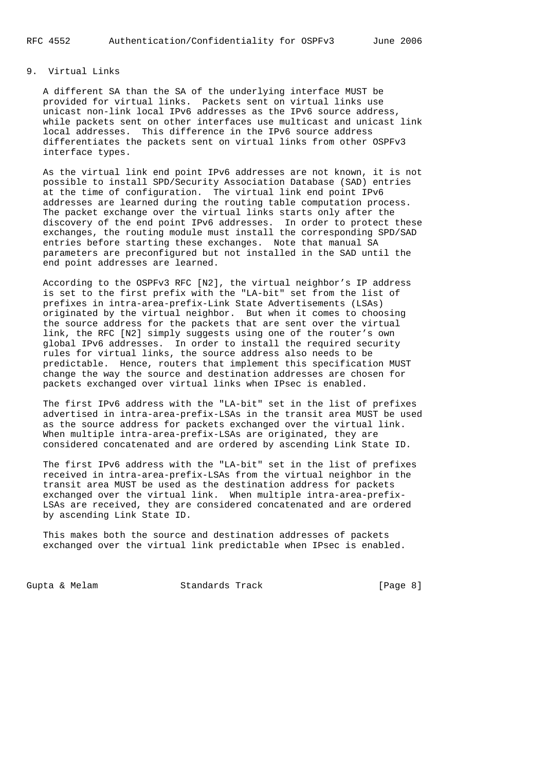## 9. Virtual Links

A different SA than the SA of the underlying interface MUST be provided for virtual links. Packets sent on virtual links use unicast non-link local IPv6 addresses as the IPv6 source address, while packets sent on other interfaces use multicast and unicast link local addresses. This difference in the IPv6 source address differentiates the packets sent on virtual links from other OSPFv3 interface types.

As the virtual link end point IPv6 addresses are not known, it is not possible to install SPD/Security Association Database (SAD) entries at the time of configuration. The virtual link end point IPv6 addresses are learned during the routing table computation process. The packet exchange over the virtual links starts only after the discovery of the end point IPv6 addresses. In order to protect these exchanges, the routing module must install the corresponding SPD/SAD entries before starting these exchanges. Note that manual SA parameters are preconfigured but not installed in the SAD until the end point addresses are learned.

According to the OSPFv3 RFC [N2], the virtual neighbor's IP address is set to the first prefix with the "LA-bit" set from the list of prefixes in intra-area-prefix-Link State Advertisements (LSAs) originated by the virtual neighbor. But when it comes to choosing the source address for the packets that are sent over the virtual link, the RFC [N2] simply suggests using one of the router's own global IPv6 addresses. In order to install the required security rules for virtual links, the source address also needs to be predictable. Hence, routers that implement this specification MUST change the way the source and destination addresses are chosen for packets exchanged over virtual links when IPsec is enabled.

The first IPv6 address with the "LA-bit" set in the list of prefixes advertised in intra-area-prefix-LSAs in the transit area MUST be used as the source address for packets exchanged over the virtual link. When multiple intra-area-prefix-LSAs are originated, they are considered concatenated and are ordered by ascending Link State ID.

The first IPv6 address with the "LA-bit" set in the list of prefixes received in intra-area-prefix-LSAs from the virtual neighbor in the transit area MUST be used as the destination address for packets exchanged over the virtual link. When multiple intra-area-prefix-LSAs are received, they are considered concatenated and are ordered by ascending Link State ID.

This makes both the source and destination addresses of packets exchanged over the virtual link predictable when IPsec is enabled.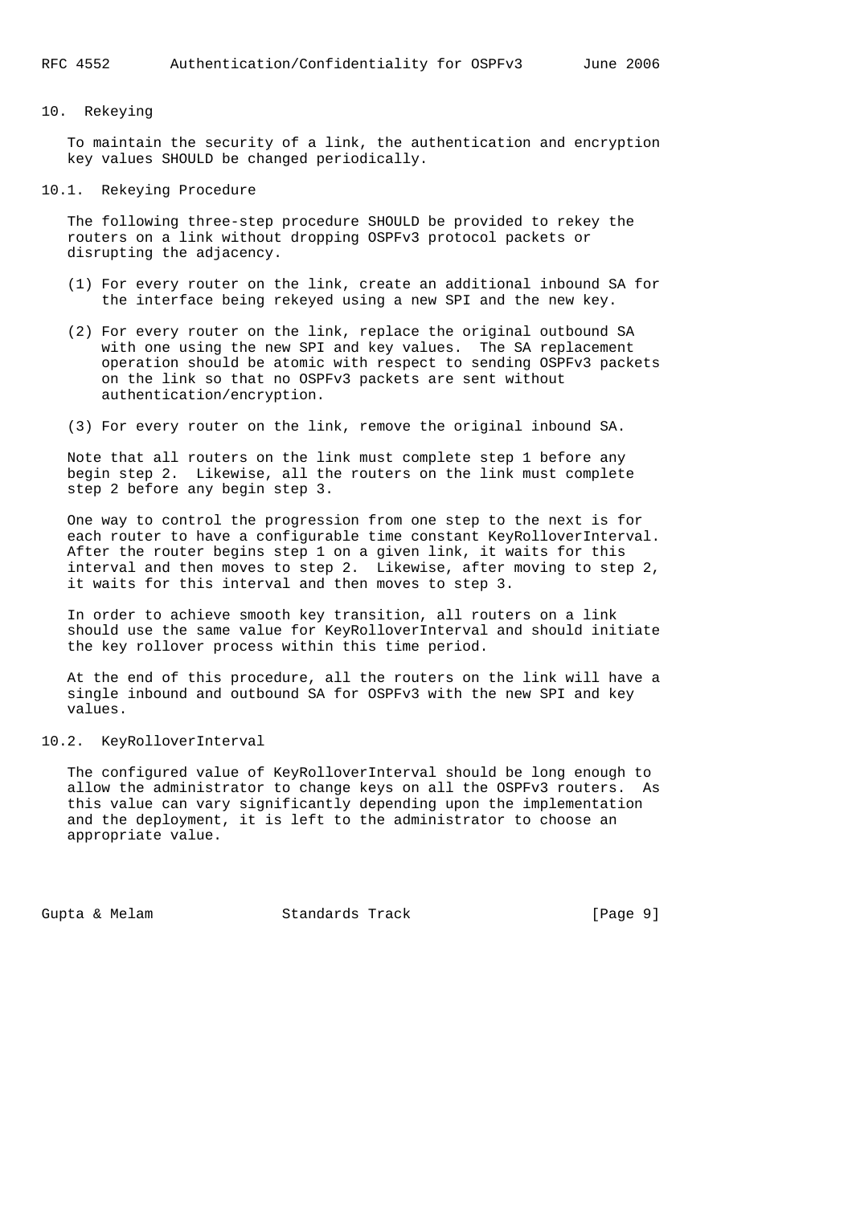## 10. Rekeying

To maintain the security of a link, the authentication and encryption key values SHOULD be changed periodically.

### 10.1. Rekeying Procedure

The following three-step procedure SHOULD be provided to rekey the routers on a link without dropping OSPFv3 protocol packets or disrupting the adjacency.

(1) For every router on the link, create an additional inbound SA for the interface being rekeyed using a new SPI and the new key.

(2) For every router on the link, replace the original outbound SA with one using the new SPI and key values. The SA replacement operation should be atomic with respect to sending OSPFv3 packets on the link so that no OSPFv3 packets are sent without authentication/encryption.

(3) For every router on the link, remove the original inbound SA.

Note that all routers on the link must complete step 1 before any begin step 2. Likewise, all the routers on the link must complete step 2 before any begin step 3.

One way to control the progression from one step to the next is for each router to have a configurable time constant KeyRolloverInterval. After the router begins step 1 on a given link, it waits for this interval and then moves to step 2. Likewise, after moving to step 2, it waits for this interval and then moves to step 3.

In order to achieve smooth key transition, all routers on a link should use the same value for KeyRolloverInterval and should initiate the key rollover process within this time period.

At the end of this procedure, all the routers on the link will have a single inbound and outbound SA for OSPFv3 with the new SPI and key values.

### 10.2. KeyRolloverInterval

The configured value of KeyRolloverInterval should be long enough to allow the administrator to change keys on all the OSPFv3 routers. As this value can vary significantly depending upon the implementation and the deployment, it is left to the administrator to choose an appropriate value.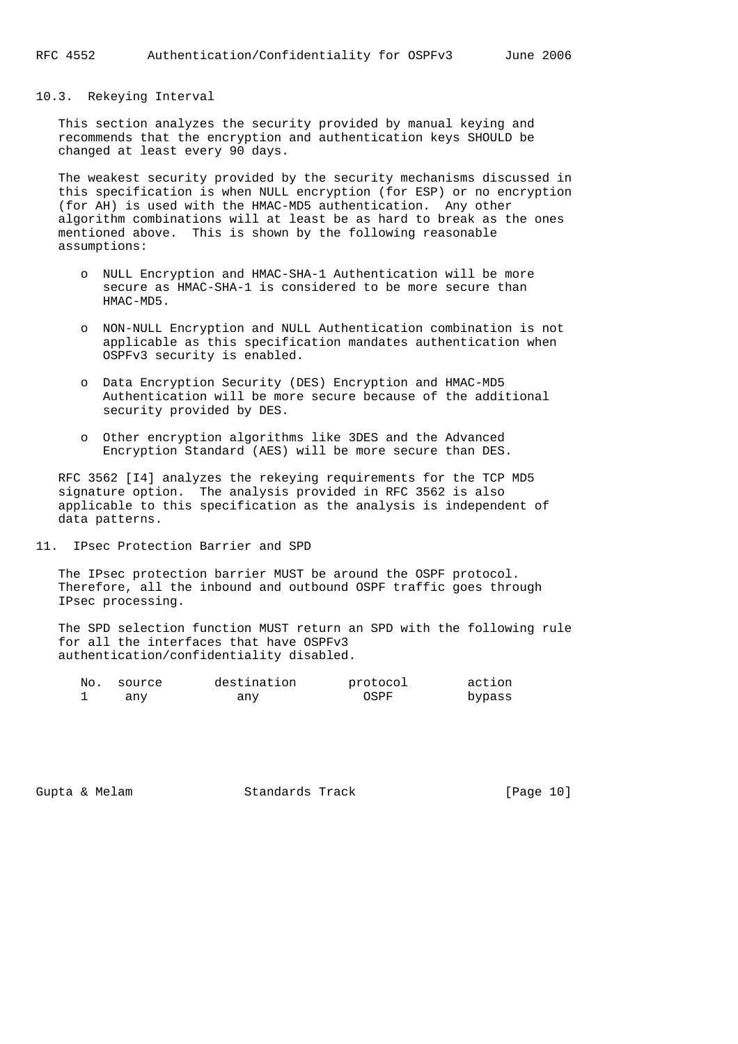### 10.3. Rekeying Interval

This section analyzes the security provided by manual keying and recommends that the encryption and authentication keys SHOULD be changed at least every 90 days.

The weakest security provided by the security mechanisms discussed in this specification is when NULL encryption (for ESP) or no encryption (for AH) is used with the HMAC-MD5 authentication. Any other algorithm combinations will at least be as hard to break as the ones mentioned above. This is shown by the following reasonable assumptions:

- NULL Encryption and HMAC-SHA-1 Authentication will be more secure as HMAC-SHA-1 is considered to be more secure than HMAC-MD5.
- NON-NULL Encryption and NULL Authentication combination is not applicable as this specification mandates authentication when OSPFv3 security is enabled.
- Data Encryption Security (DES) Encryption and HMAC-MD5 Authentication will be more secure because of the additional security provided by DES.
- Other encryption algorithms like 3DES and the Advanced Encryption Standard (AES) will be more secure than DES.

RFC 3562 [I4] analyzes the rekeying requirements for the TCP MD5 signature option. The analysis provided in RFC 3562 is also applicable to this specification as the analysis is independent of data patterns.

## 11. IPsec Protection Barrier and SPD

The IPsec protection barrier MUST be around the OSPF protocol. Therefore, all the inbound and outbound OSPF traffic goes through IPsec processing.

The SPD selection function MUST return an SPD with the following rule for all the interfaces that have OSPFv3 authentication/confidentiality disabled.

| No. | source | destination | protocol | action |
|---|---|---|---|---|
| 1 | any | any | OSPF | bypass |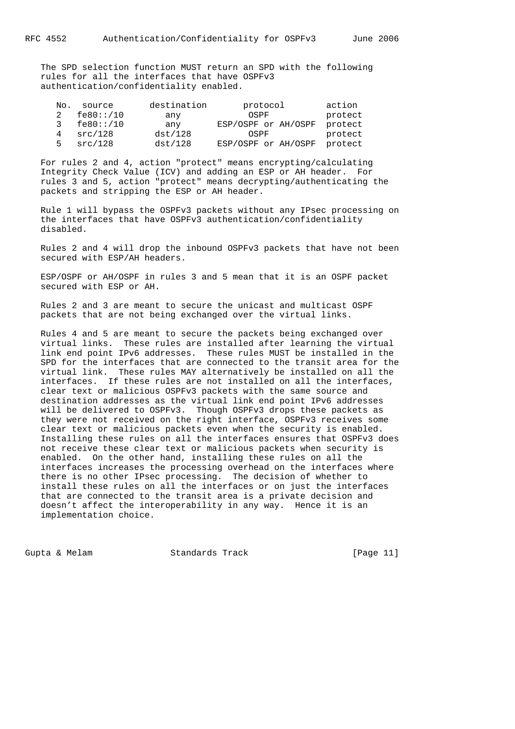The SPD selection function MUST return an SPD with the following rules for all the interfaces that have OSPFv3 authentication/confidentiality enabled.

| No. | source | destination | protocol | action |
| --- | --- | --- | --- | --- |
| 2 | fe80::/10 | any | OSPF | protect |
| 3 | fe80::/10 | any | ESP/OSPF or AH/OSPF | protect |
| 4 | src/128 | dst/128 | OSPF | protect |
| 5 | src/128 | dst/128 | ESP/OSPF or AH/OSPF | protect |

For rules 2 and 4, action "protect" means encrypting/calculating Integrity Check Value (ICV) and adding an ESP or AH header. For rules 3 and 5, action "protect" means decrypting/authenticating the packets and stripping the ESP or AH header.

Rule 1 will bypass the OSPFv3 packets without any IPsec processing on the interfaces that have OSPFv3 authentication/confidentiality disabled.

Rules 2 and 4 will drop the inbound OSPFv3 packets that have not been secured with ESP/AH headers.

ESP/OSPF or AH/OSPF in rules 3 and 5 mean that it is an OSPF packet secured with ESP or AH.

Rules 2 and 3 are meant to secure the unicast and multicast OSPF packets that are not being exchanged over the virtual links.

Rules 4 and 5 are meant to secure the packets being exchanged over virtual links. These rules are installed after learning the virtual link end point IPv6 addresses. These rules MUST be installed in the SPD for the interfaces that are connected to the transit area for the virtual link. These rules MAY alternatively be installed on all the interfaces. If these rules are not installed on all the interfaces, clear text or malicious OSPFv3 packets with the same source and destination addresses as the virtual link end point IPv6 addresses will be delivered to OSPFv3. Though OSPFv3 drops these packets as they were not received on the right interface, OSPFv3 receives some clear text or malicious packets even when the security is enabled. Installing these rules on all the interfaces ensures that OSPFv3 does not receive these clear text or malicious packets when security is enabled. On the other hand, installing these rules on all the interfaces increases the processing overhead on the interfaces where there is no other IPsec processing. The decision of whether to install these rules on all the interfaces or on just the interfaces that are connected to the transit area is a private decision and doesn't affect the interoperability in any way. Hence it is an implementation choice.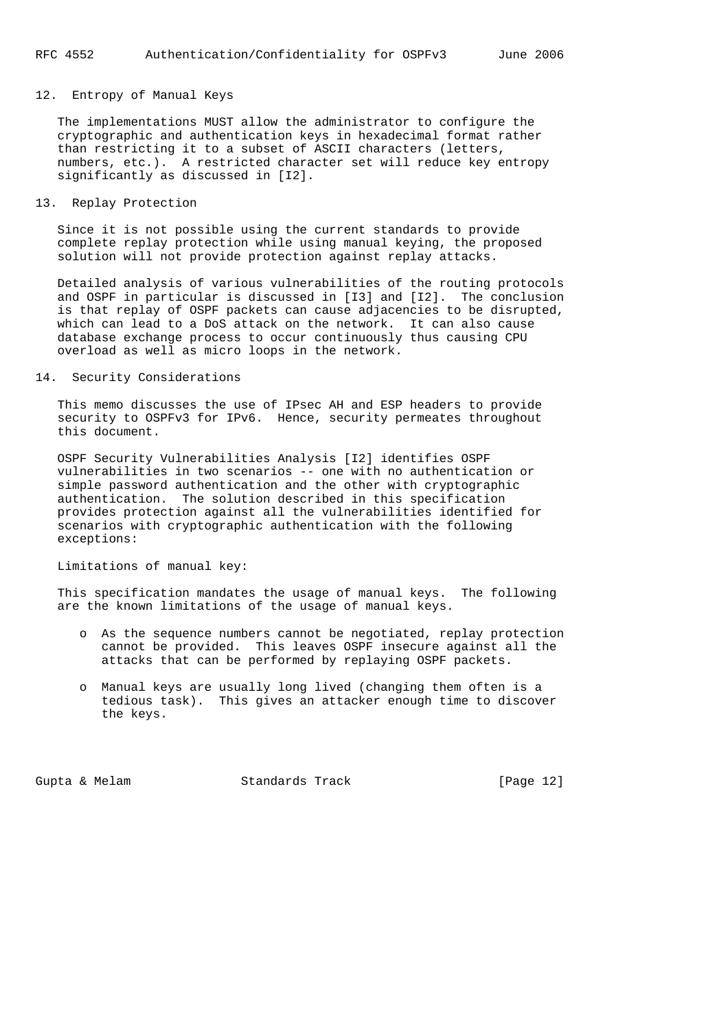## 12. Entropy of Manual Keys

The implementations MUST allow the administrator to configure the cryptographic and authentication keys in hexadecimal format rather than restricting it to a subset of ASCII characters (letters, numbers, etc.). A restricted character set will reduce key entropy significantly as discussed in [I2].

## 13. Replay Protection

Since it is not possible using the current standards to provide complete replay protection while using manual keying, the proposed solution will not provide protection against replay attacks.

Detailed analysis of various vulnerabilities of the routing protocols and OSPF in particular is discussed in [I3] and [I2]. The conclusion is that replay of OSPF packets can cause adjacencies to be disrupted, which can lead to a DoS attack on the network. It can also cause database exchange process to occur continuously thus causing CPU overload as well as micro loops in the network.

## 14. Security Considerations

This memo discusses the use of IPsec AH and ESP headers to provide security to OSPFv3 for IPv6. Hence, security permeates throughout this document.

OSPF Security Vulnerabilities Analysis [I2] identifies OSPF vulnerabilities in two scenarios -- one with no authentication or simple password authentication and the other with cryptographic authentication. The solution described in this specification provides protection against all the vulnerabilities identified for scenarios with cryptographic authentication with the following exceptions:

Limitations of manual key:

This specification mandates the usage of manual keys. The following are the known limitations of the usage of manual keys.

- As the sequence numbers cannot be negotiated, replay protection cannot be provided. This leaves OSPF insecure against all the attacks that can be performed by replaying OSPF packets.

- Manual keys are usually long lived (changing them often is a tedious task). This gives an attacker enough time to discover the keys.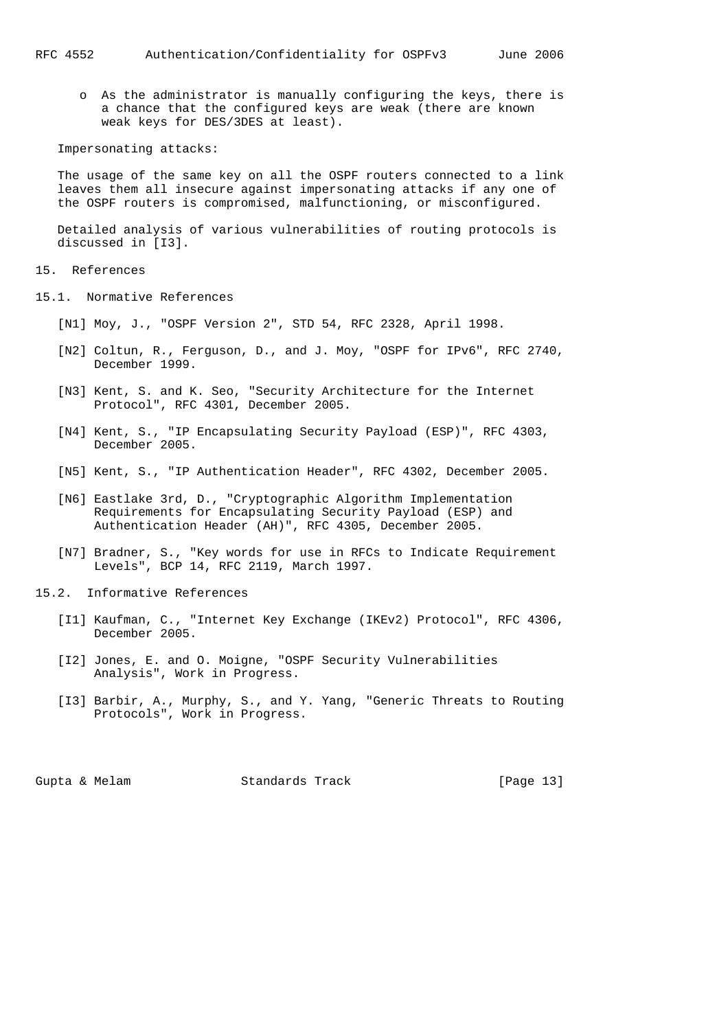- As the administrator is manually configuring the keys, there is a chance that the configured keys are weak (there are known weak keys for DES/3DES at least).

Impersonating attacks:

The usage of the same key on all the OSPF routers connected to a link leaves them all insecure against impersonating attacks if any one of the OSPF routers is compromised, malfunctioning, or misconfigured.

Detailed analysis of various vulnerabilities of routing protocols is discussed in [I3].

## 15. References

### 15.1. Normative References

[N1] Moy, J., "OSPF Version 2", STD 54, RFC 2328, April 1998.

[N2] Coltun, R., Ferguson, D., and J. Moy, "OSPF for IPv6", RFC 2740, December 1999.

[N3] Kent, S. and K. Seo, "Security Architecture for the Internet Protocol", RFC 4301, December 2005.

[N4] Kent, S., "IP Encapsulating Security Payload (ESP)", RFC 4303, December 2005.

[N5] Kent, S., "IP Authentication Header", RFC 4302, December 2005.

[N6] Eastlake 3rd, D., "Cryptographic Algorithm Implementation Requirements for Encapsulating Security Payload (ESP) and Authentication Header (AH)", RFC 4305, December 2005.

[N7] Bradner, S., "Key words for use in RFCs to Indicate Requirement Levels", BCP 14, RFC 2119, March 1997.

### 15.2. Informative References

[I1] Kaufman, C., "Internet Key Exchange (IKEv2) Protocol", RFC 4306, December 2005.

[I2] Jones, E. and O. Moigne, "OSPF Security Vulnerabilities Analysis", Work in Progress.

[I3] Barbir, A., Murphy, S., and Y. Yang, "Generic Threats to Routing Protocols", Work in Progress.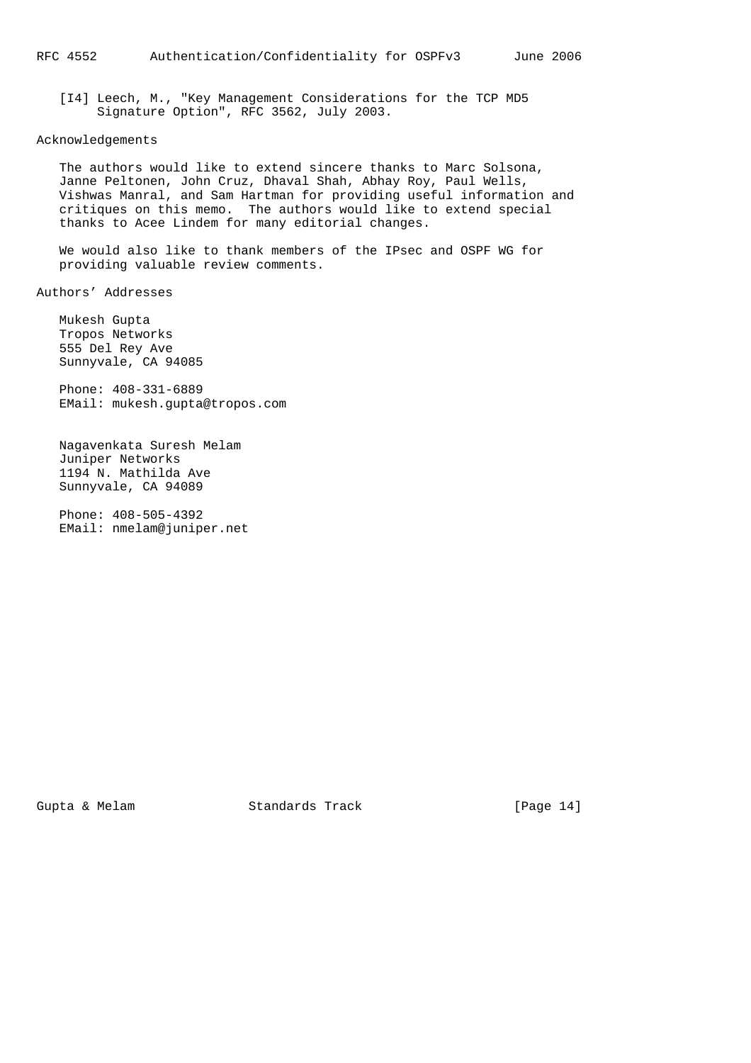[I4] Leech, M., "Key Management Considerations for the TCP MD5 Signature Option", RFC 3562, July 2003.

## Acknowledgements

The authors would like to extend sincere thanks to Marc Solsona, Janne Peltonen, John Cruz, Dhaval Shah, Abhay Roy, Paul Wells, Vishwas Manral, and Sam Hartman for providing useful information and critiques on this memo. The authors would like to extend special thanks to Acee Lindem for many editorial changes.

We would also like to thank members of the IPsec and OSPF WG for providing valuable review comments.

## Authors' Addresses

Mukesh Gupta
Tropos Networks
555 Del Rey Ave
Sunnyvale, CA 94085

Phone: 408-331-6889
EMail: mukesh.gupta@tropos.com

Nagavenkata Suresh Melam
Juniper Networks
1194 N. Mathilda Ave
Sunnyvale, CA 94089

Phone: 408-505-4392
EMail: nmelam@juniper.net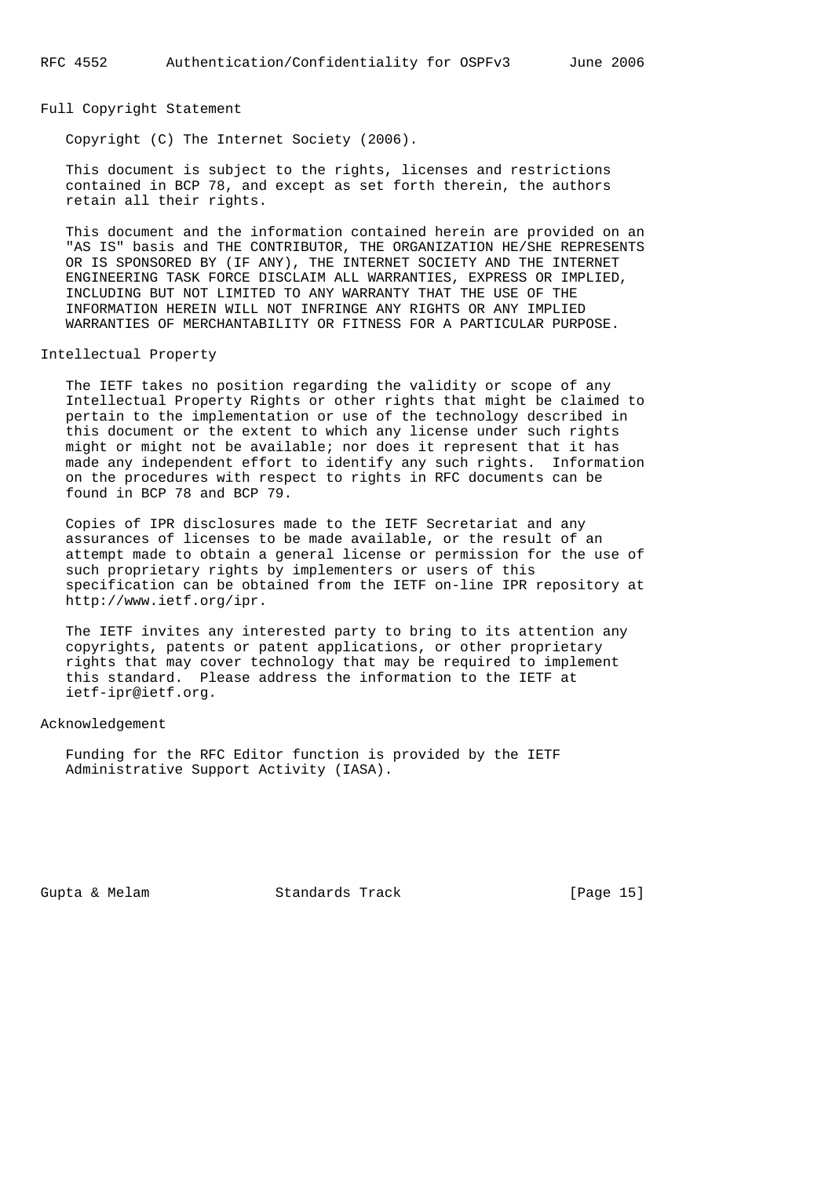## Full Copyright Statement

Copyright (C) The Internet Society (2006).

This document is subject to the rights, licenses and restrictions contained in BCP 78, and except as set forth therein, the authors retain all their rights.

This document and the information contained herein are provided on an "AS IS" basis and THE CONTRIBUTOR, THE ORGANIZATION HE/SHE REPRESENTS OR IS SPONSORED BY (IF ANY), THE INTERNET SOCIETY AND THE INTERNET ENGINEERING TASK FORCE DISCLAIM ALL WARRANTIES, EXPRESS OR IMPLIED, INCLUDING BUT NOT LIMITED TO ANY WARRANTY THAT THE USE OF THE INFORMATION HEREIN WILL NOT INFRINGE ANY RIGHTS OR ANY IMPLIED WARRANTIES OF MERCHANTABILITY OR FITNESS FOR A PARTICULAR PURPOSE.

## Intellectual Property

The IETF takes no position regarding the validity or scope of any Intellectual Property Rights or other rights that might be claimed to pertain to the implementation or use of the technology described in this document or the extent to which any license under such rights might or might not be available; nor does it represent that it has made any independent effort to identify any such rights. Information on the procedures with respect to rights in RFC documents can be found in BCP 78 and BCP 79.

Copies of IPR disclosures made to the IETF Secretariat and any assurances of licenses to be made available, or the result of an attempt made to obtain a general license or permission for the use of such proprietary rights by implementers or users of this specification can be obtained from the IETF on-line IPR repository at http://www.ietf.org/ipr.

The IETF invites any interested party to bring to its attention any copyrights, patents or patent applications, or other proprietary rights that may cover technology that may be required to implement this standard. Please address the information to the IETF at ietf-ipr@ietf.org.

## Acknowledgement

Funding for the RFC Editor function is provided by the IETF Administrative Support Activity (IASA).